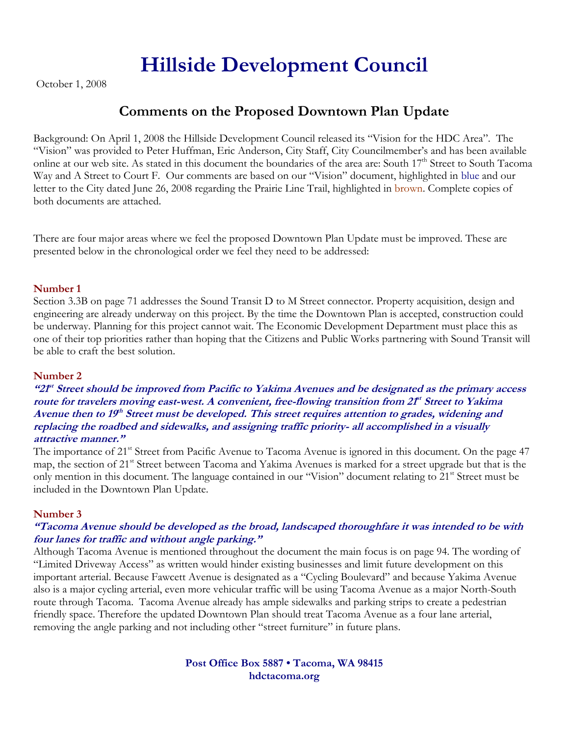# Hillside Development Council

October 1, 2008

## Comments on the Proposed Downtown Plan Update

Background: On April 1, 2008 the Hillside Development Council released its "Vision for the HDC Area". The "Vision" was provided to Peter Huffman, Eric Anderson, City Staff, City Councilmember's and has been available online at our web site. As stated in this document the boundaries of the area are: South 17th Street to South Tacoma Way and A Street to Court F. Our comments are based on our "Vision" document, highlighted in blue and our letter to the City dated June 26, 2008 regarding the Prairie Line Trail, highlighted in brown. Complete copies of both documents are attached.

There are four major areas where we feel the proposed Downtown Plan Update must be improved. These are presented below in the chronological order we feel they need to be addressed:

**Number 1**

Section 3.3B on page 71 addresses the Sound Transit D to M Street connector. Property acquisition, design and engineering are already underway on this project. By the time the Downtown Plan is accepted, construction could be underway. Planning for this project cannot wait. The Economic Development Department must place this as one of their top priorities rather than hoping that the Citizens and Public Works partnering with Sound Transit will be able to craft the best solution.

**Number 2**

***"21st Street should be improved from Pacific to Yakima Avenues and be designated as the primary access route for travelers moving east-west. A convenient, free-flowing transition from 21st Street to Yakima Avenue then to 19th Street must be developed. This street requires attention to grades, widening and replacing the roadbed and sidewalks, and assigning traffic priority- all accomplished in a visually attractive manner."***

The importance of 21st Street from Pacific Avenue to Tacoma Avenue is ignored in this document. On the page 47 map, the section of 21st Street between Tacoma and Yakima Avenues is marked for a street upgrade but that is the only mention in this document. The language contained in our "Vision" document relating to 21st Street must be included in the Downtown Plan Update.

**Number 3**

***"Tacoma Avenue should be developed as the broad, landscaped thoroughfare it was intended to be with four lanes for traffic and without angle parking."***

Although Tacoma Avenue is mentioned throughout the document the main focus is on page 94. The wording of "Limited Driveway Access" as written would hinder existing businesses and limit future development on this important arterial. Because Fawcett Avenue is designated as a "Cycling Boulevard" and because Yakima Avenue also is a major cycling arterial, even more vehicular traffic will be using Tacoma Avenue as a major North-South route through Tacoma. Tacoma Avenue already has ample sidewalks and parking strips to create a pedestrian friendly space. Therefore the updated Downtown Plan should treat Tacoma Avenue as a four lane arterial, removing the angle parking and not including other "street furniture" in future plans.

**Post Office Box 5887 • Tacoma, WA 98415**
**hdctacoma.org**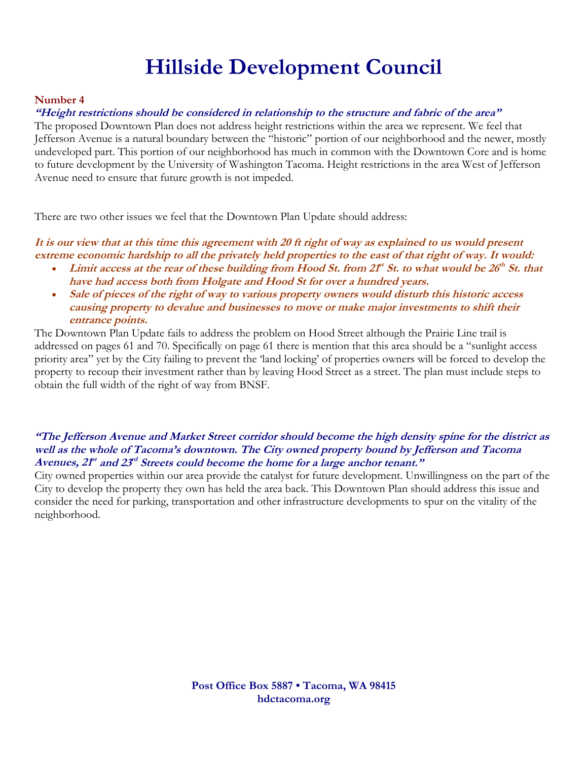# Hillside Development Council

**Number 4**

***"Height restrictions should be considered in relationship to the structure and fabric of the area"***

The proposed Downtown Plan does not address height restrictions within the area we represent. We feel that Jefferson Avenue is a natural boundary between the "historic" portion of our neighborhood and the newer, mostly undeveloped part. This portion of our neighborhood has much in common with the Downtown Core and is home to future development by the University of Washington Tacoma. Height restrictions in the area West of Jefferson Avenue need to ensure that future growth is not impeded.

There are two other issues we feel that the Downtown Plan Update should address:

***It is our view that at this time this agreement with 20 ft right of way as explained to us would present extreme economic hardship to all the privately held properties to the east of that right of way. It would:***

- ***Limit access at the rear of these building from Hood St. from 21st St. to what would be 26th St. that have had access both from Holgate and Hood St for over a hundred years.***
- ***Sale of pieces of the right of way to various property owners would disturb this historic access causing property to devalue and businesses to move or make major investments to shift their entrance points.***

The Downtown Plan Update fails to address the problem on Hood Street although the Prairie Line trail is addressed on pages 61 and 70. Specifically on page 61 there is mention that this area should be a "sunlight access priority area" yet by the City failing to prevent the 'land locking' of properties owners will be forced to develop the property to recoup their investment rather than by leaving Hood Street as a street. The plan must include steps to obtain the full width of the right of way from BNSF.

***"The Jefferson Avenue and Market Street corridor should become the high density spine for the district as well as the whole of Tacoma's downtown. The City owned property bound by Jefferson and Tacoma Avenues, 21st and 23rd Streets could become the home for a large anchor tenant."***

City owned properties within our area provide the catalyst for future development. Unwillingness on the part of the City to develop the property they own has held the area back. This Downtown Plan should address this issue and consider the need for parking, transportation and other infrastructure developments to spur on the vitality of the neighborhood.

**Post Office Box 5887 • Tacoma, WA 98415**
**hdctacoma.org**